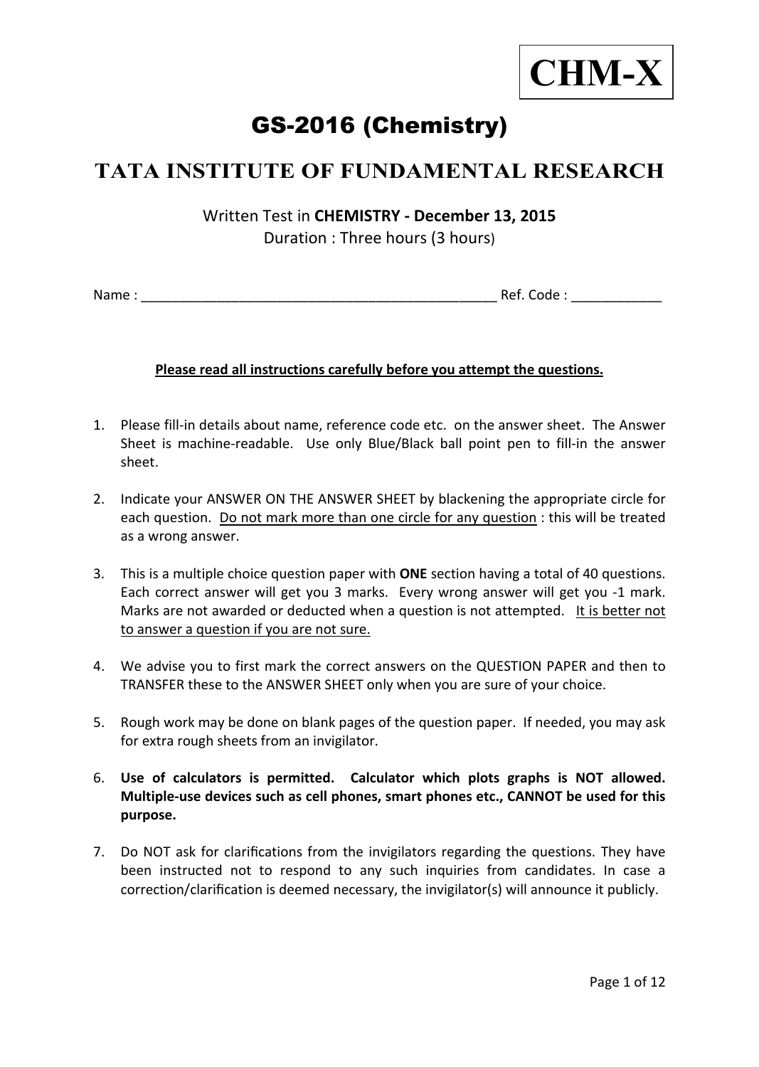**CHM-X**

# GS-2016 (Chemistry)

## TATA INSTITUTE OF FUNDAMENTAL RESEARCH

Written Test in **CHEMISTRY - December 13, 2015**
Duration : Three hours (3 hours)

Name : ________________________________________________ Ref. Code : ____________

**Please read all instructions carefully before you attempt the questions.**

1. Please fill-in details about name, reference code etc. on the answer sheet. The Answer Sheet is machine-readable. Use only Blue/Black ball point pen to fill-in the answer sheet.

2. Indicate your ANSWER ON THE ANSWER SHEET by blackening the appropriate circle for each question. Do not mark more than one circle for any question : this will be treated as a wrong answer.

3. This is a multiple choice question paper with **ONE** section having a total of 40 questions. Each correct answer will get you 3 marks. Every wrong answer will get you -1 mark. Marks are not awarded or deducted when a question is not attempted. It is better not to answer a question if you are not sure.

4. We advise you to first mark the correct answers on the QUESTION PAPER and then to TRANSFER these to the ANSWER SHEET only when you are sure of your choice.

5. Rough work may be done on blank pages of the question paper. If needed, you may ask for extra rough sheets from an invigilator.

6. **Use of calculators is permitted. Calculator which plots graphs is NOT allowed. Multiple-use devices such as cell phones, smart phones etc., CANNOT be used for this purpose.**

7. Do NOT ask for clarifications from the invigilators regarding the questions. They have been instructed not to respond to any such inquiries from candidates. In case a correction/clarification is deemed necessary, the invigilator(s) will announce it publicly.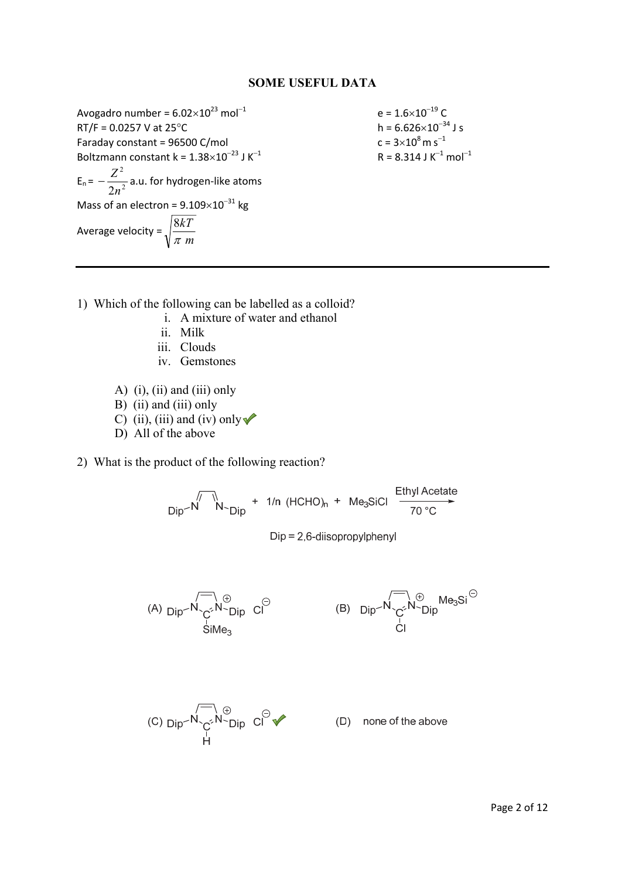## SOME USEFUL DATA

Avogadro number = $6.02\times10^{23}$ mol$^{-1}$

RT/F = 0.0257 V at 25°C

Faraday constant = 96500 C/mol

Boltzmann constant k = $1.38\times10^{-23}$ J K$^{-1}$

$E_n = -\dfrac{Z^2}{2n^2}$ a.u. for hydrogen-like atoms

Mass of an electron = $9.109\times10^{-31}$ kg

Average velocity = $\sqrt{\dfrac{8kT}{\pi\, m}}$

e = $1.6\times10^{-19}$ C

h = $6.626\times10^{-34}$ J s

c = $3\times10^{8}$ m s$^{-1}$

R = 8.314 J K$^{-1}$ mol$^{-1}$

---

1) Which of the following can be labelled as a colloid?

   i. A mixture of water and ethanol
   ii. Milk
   iii. Clouds
   iv. Gemstones

   A) (i), (ii) and (iii) only
   B) (ii) and (iii) only
   C) (ii), (iii) and (iv) only ✓
   D) All of the above

2) What is the product of the following reaction?

   Dip–N=CH–CH=N–Dip + 1/n $(HCHO)_n$ + $Me_3SiCl$ $\xrightarrow[70\ °C]{\text{Ethyl Acetate}}$

   Dip = 2,6-diisopropylphenyl

   (A) 1,3-bis(Dip)imidazolium with $SiMe_3$ on C2, $Cl^{\ominus}$

   (B) 1,3-bis(Dip)imidazolium with Cl on C2, $Me_3Si^{\ominus}$

   (C) 1,3-bis(Dip)imidazolium with H on C2, $Cl^{\ominus}$ ✓

   (D) none of the above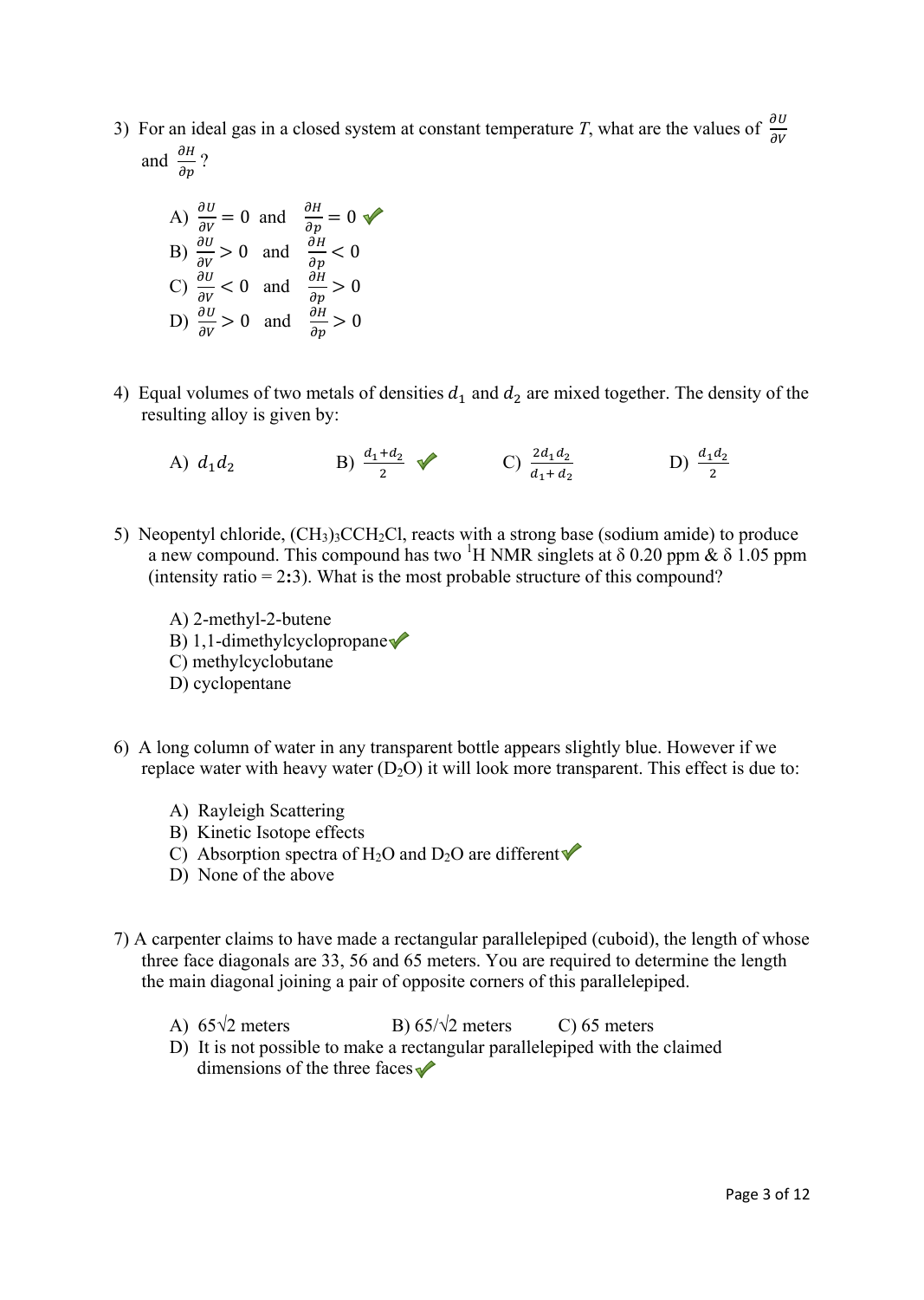3) For an ideal gas in a closed system at constant temperature *T*, what are the values of $\frac{\partial U}{\partial V}$ and $\frac{\partial H}{\partial p}$?

   A) $\frac{\partial U}{\partial V} = 0$ and $\frac{\partial H}{\partial p} = 0$ ✔
   B) $\frac{\partial U}{\partial V} > 0$ and $\frac{\partial H}{\partial p} < 0$
   C) $\frac{\partial U}{\partial V} < 0$ and $\frac{\partial H}{\partial p} > 0$
   D) $\frac{\partial U}{\partial V} > 0$ and $\frac{\partial H}{\partial p} > 0$

4) Equal volumes of two metals of densities $d_1$ and $d_2$ are mixed together. The density of the resulting alloy is given by:

   A) $d_1 d_2$ B) $\frac{d_1+d_2}{2}$ ✔ C) $\frac{2d_1 d_2}{d_1+d_2}$ D) $\frac{d_1 d_2}{2}$

5) Neopentyl chloride, $(CH_3)_3CCH_2Cl$, reacts with a strong base (sodium amide) to produce a new compound. This compound has two $^1$H NMR singlets at δ 0.20 ppm & δ 1.05 ppm (intensity ratio = 2**:**3). What is the most probable structure of this compound?

   A) 2-methyl-2-butene
   B) 1,1-dimethylcyclopropane ✔
   C) methylcyclobutane
   D) cyclopentane

6) A long column of water in any transparent bottle appears slightly blue. However if we replace water with heavy water ($D_2O$) it will look more transparent. This effect is due to:

   A) Rayleigh Scattering
   B) Kinetic Isotope effects
   C) Absorption spectra of $H_2O$ and $D_2O$ are different ✔
   D) None of the above

7) A carpenter claims to have made a rectangular parallelepiped (cuboid), the length of whose three face diagonals are 33, 56 and 65 meters. You are required to determine the length the main diagonal joining a pair of opposite corners of this parallelepiped.

   A) $65\sqrt{2}$ meters B) $65/\sqrt{2}$ meters C) 65 meters
   D) It is not possible to make a rectangular parallelepiped with the claimed dimensions of the three faces ✔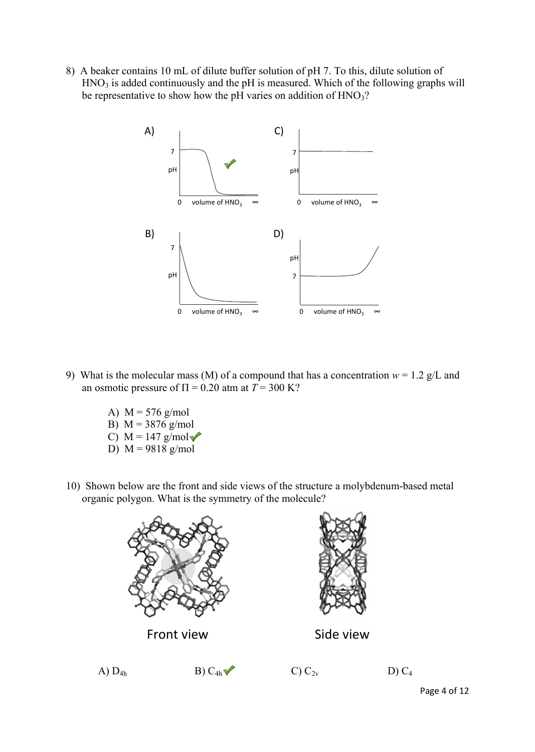8) A beaker contains 10 mL of dilute buffer solution of pH 7. To this, dilute solution of $HNO_3$ is added continuously and the pH is measured. Which of the following graphs will be representative to show how the pH varies on addition of $HNO_3$?

A) ✓

C)

B)

D)

9) What is the molecular mass (M) of a compound that has a concentration $w$ = 1.2 g/L and an osmotic pressure of $\Pi$ = 0.20 atm at $T$ = 300 K?

A) M = 576 g/mol
B) M = 3876 g/mol
C) M = 147 g/mol ✓
D) M = 9818 g/mol

10) Shown below are the front and side views of the structure a molybdenum-based metal organic polygon. What is the symmetry of the molecule?

Front view

Side view

A) $D_{4h}$ B) $C_{4h}$ ✓ C) $C_{2v}$ D) $C_4$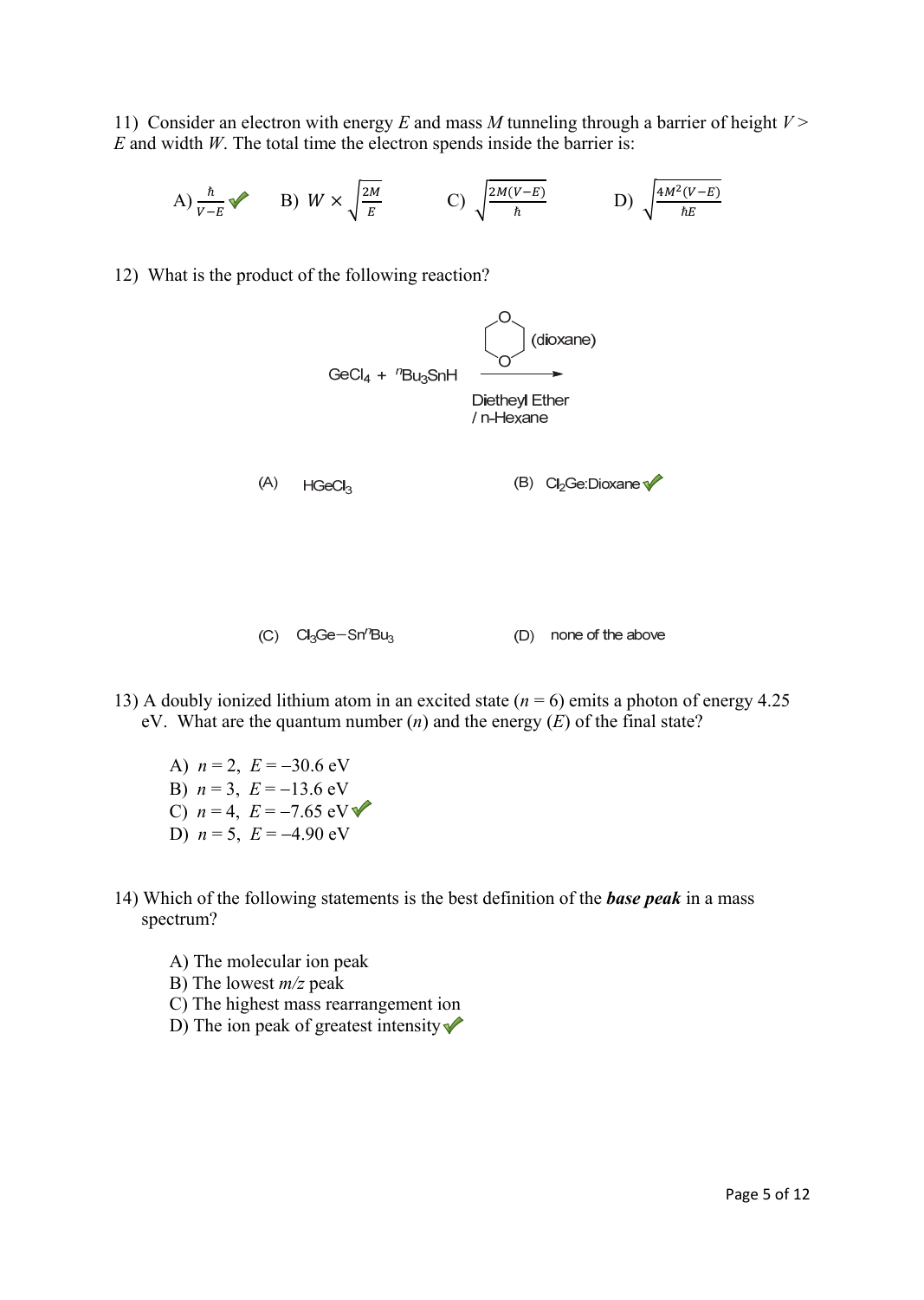11) Consider an electron with energy $E$ and mass $M$ tunneling through a barrier of height $V > E$ and width $W$. The total time the electron spends inside the barrier is:

A) $\frac{\hbar}{V-E}$ ✔ B) $W \times \sqrt{\frac{2M}{E}}$ C) $\sqrt{\frac{2M(V-E)}{\hbar}}$ D) $\sqrt{\frac{4M^2(V-E)}{\hbar E}}$

12) What is the product of the following reaction?

$GeCl_4$ + $^nBu_3SnH$ → (dioxane), Diethyl Ether / n-Hexane

(A) $HGeCl_3$

(B) $Cl_2Ge$:Dioxane ✔

(C) $Cl_3Ge-Sn^nBu_3$

(D) none of the above

13) A doubly ionized lithium atom in an excited state ($n = 6$) emits a photon of energy 4.25 eV. What are the quantum number ($n$) and the energy ($E$) of the final state?

A) $n = 2$, $E = -30.6$ eV
B) $n = 3$, $E = -13.6$ eV
C) $n = 4$, $E = -7.65$ eV ✔
D) $n = 5$, $E = -4.90$ eV

14) Which of the following statements is the best definition of the ***base peak*** in a mass spectrum?

A) The molecular ion peak
B) The lowest $m/z$ peak
C) The highest mass rearrangement ion
D) The ion peak of greatest intensity ✔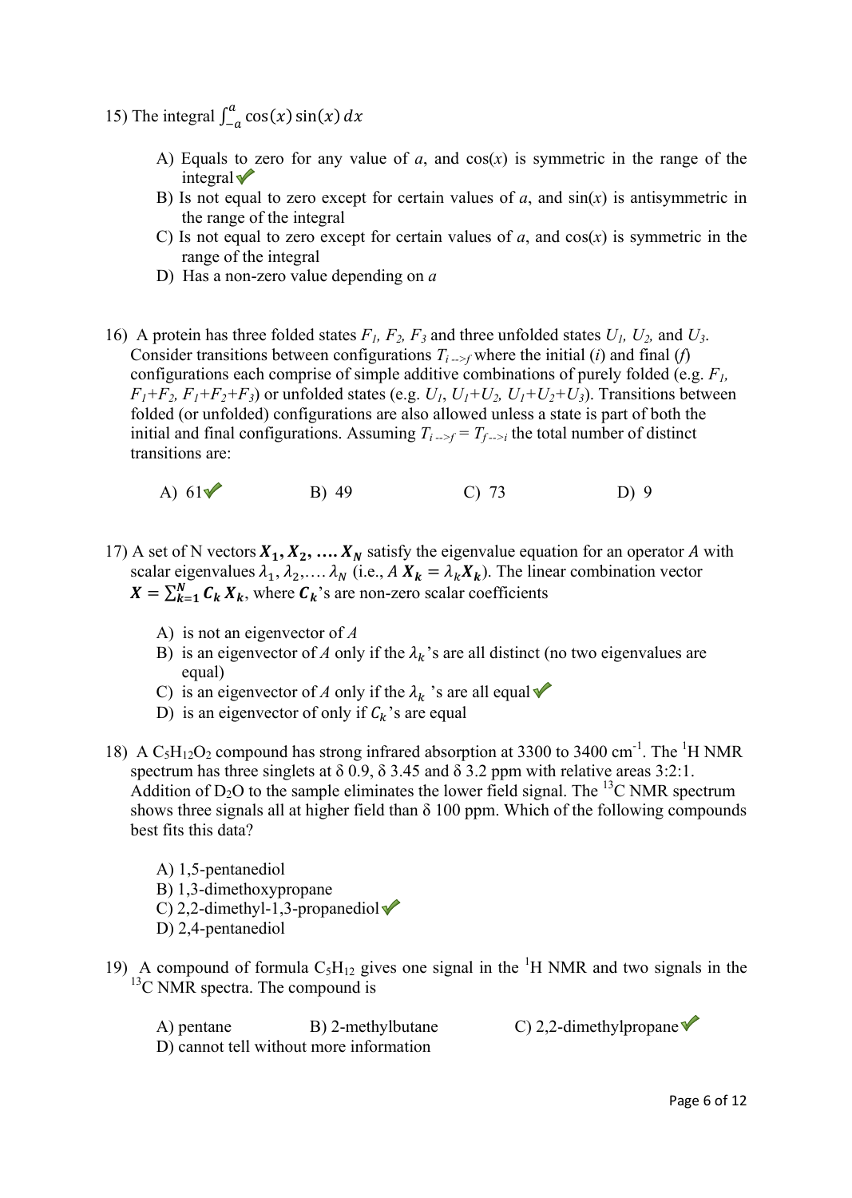15) The integral $\int_{-a}^{a} \cos(x)\sin(x)\,dx$

A) Equals to zero for any value of $a$, and cos($x$) is symmetric in the range of the integral ✔

B) Is not equal to zero except for certain values of $a$, and sin($x$) is antisymmetric in the range of the integral

C) Is not equal to zero except for certain values of $a$, and cos($x$) is symmetric in the range of the integral

D) Has a non-zero value depending on $a$

16) A protein has three folded states $F_1$, $F_2$, $F_3$ and three unfolded states $U_1$, $U_2$, and $U_3$. Consider transitions between configurations $T_{i \to f}$ where the initial ($i$) and final ($f$) configurations each comprise of simple additive combinations of purely folded (e.g. $F_1$, $F_1$+$F_2$, $F_1$+$F_2$+$F_3$) or unfolded states (e.g. $U_1$, $U_1$+$U_2$, $U_1$+$U_2$+$U_3$). Transitions between folded (or unfolded) configurations are also allowed unless a state is part of both the initial and final configurations. Assuming $T_{i \to f} = T_{f \to i}$ the total number of distinct transitions are:

A) 61 ✔ B) 49 C) 73 D) 9

17) A set of N vectors $\boldsymbol{X_1}, \boldsymbol{X_2}, \ldots \boldsymbol{X_N}$ satisfy the eigenvalue equation for an operator $A$ with scalar eigenvalues $\lambda_1, \lambda_2, \ldots \lambda_N$ (i.e., $A\,\boldsymbol{X_k} = \lambda_k \boldsymbol{X_k}$). The linear combination vector $\boldsymbol{X} = \sum_{k=1}^{N} \boldsymbol{C_k}\,\boldsymbol{X_k}$, where $\boldsymbol{C_k}$'s are non-zero scalar coefficients

A) is not an eigenvector of $A$

B) is an eigenvector of $A$ only if the $\lambda_k$'s are all distinct (no two eigenvalues are equal)

C) is an eigenvector of $A$ only if the $\lambda_k$ 's are all equal ✔

D) is an eigenvector of only if $C_k$'s are equal

18) A $C_5H_{12}O_2$ compound has strong infrared absorption at 3300 to 3400 cm$^{-1}$. The $^1$H NMR spectrum has three singlets at δ 0.9, δ 3.45 and δ 3.2 ppm with relative areas 3:2:1. Addition of $D_2O$ to the sample eliminates the lower field signal. The $^{13}$C NMR spectrum shows three signals all at higher field than δ 100 ppm. Which of the following compounds best fits this data?

A) 1,5-pentanediol

B) 1,3-dimethoxypropane

C) 2,2-dimethyl-1,3-propanediol ✔

D) 2,4-pentanediol

19) A compound of formula $C_5H_{12}$ gives one signal in the $^1$H NMR and two signals in the $^{13}$C NMR spectra. The compound is

A) pentane B) 2-methylbutane C) 2,2-dimethylpropane ✔

D) cannot tell without more information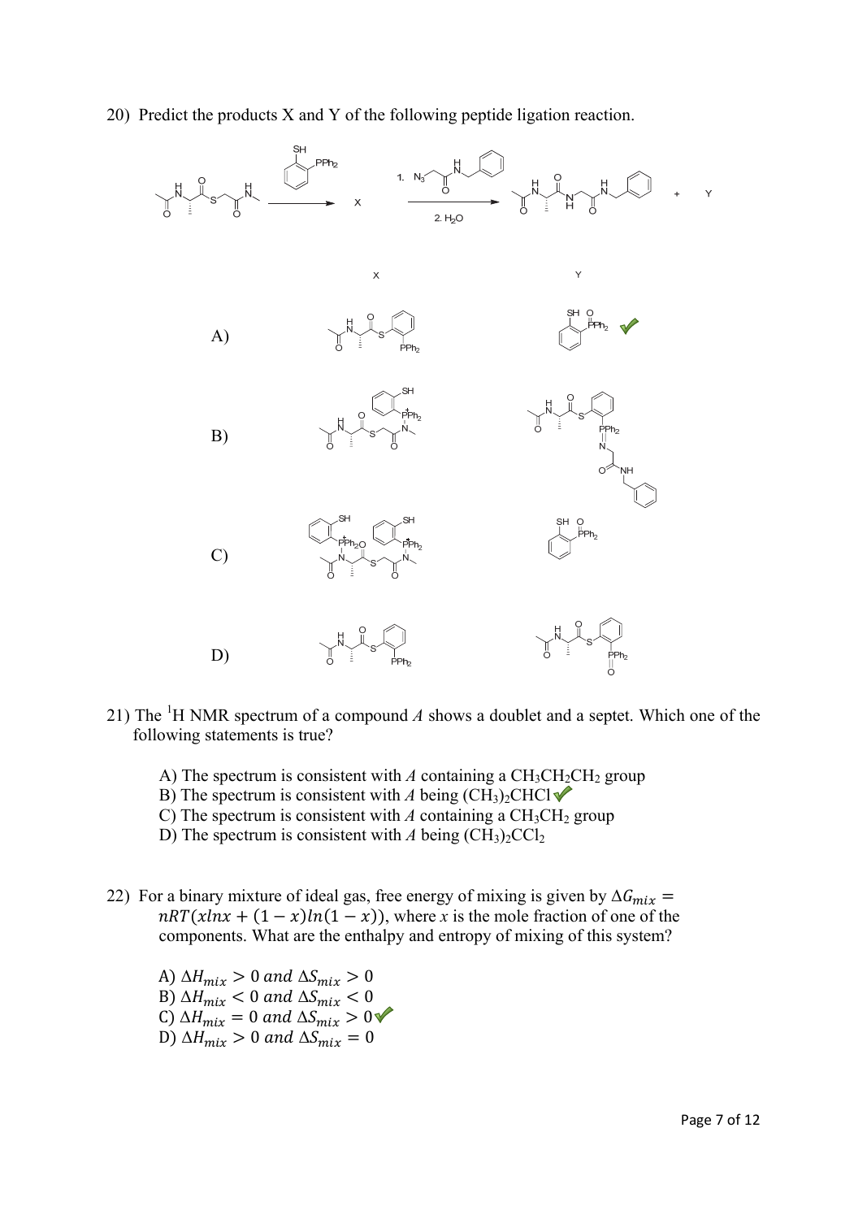20) Predict the products X and Y of the following peptide ligation reaction.

X Y

A)

B)

C)

D)

21) The [1]H NMR spectrum of a compound *A* shows a doublet and a septet. Which one of the following statements is true?

A) The spectrum is consistent with *A* containing a $CH_3CH_2CH_2$ group
B) The spectrum is consistent with *A* being $(CH_3)_2CHCl$ ✓
C) The spectrum is consistent with *A* containing a $CH_3CH_2$ group
D) The spectrum is consistent with *A* being $(CH_3)_2CCl_2$

22) For a binary mixture of ideal gas, free energy of mixing is given by $\Delta G_{mix} = nRT(x\ln x + (1-x)\ln(1-x))$, where *x* is the mole fraction of one of the components. What are the enthalpy and entropy of mixing of this system?

A) $\Delta H_{mix} > 0$ and $\Delta S_{mix} > 0$
B) $\Delta H_{mix} < 0$ and $\Delta S_{mix} < 0$
C) $\Delta H_{mix} = 0$ and $\Delta S_{mix} > 0$ ✓
D) $\Delta H_{mix} > 0$ and $\Delta S_{mix} = 0$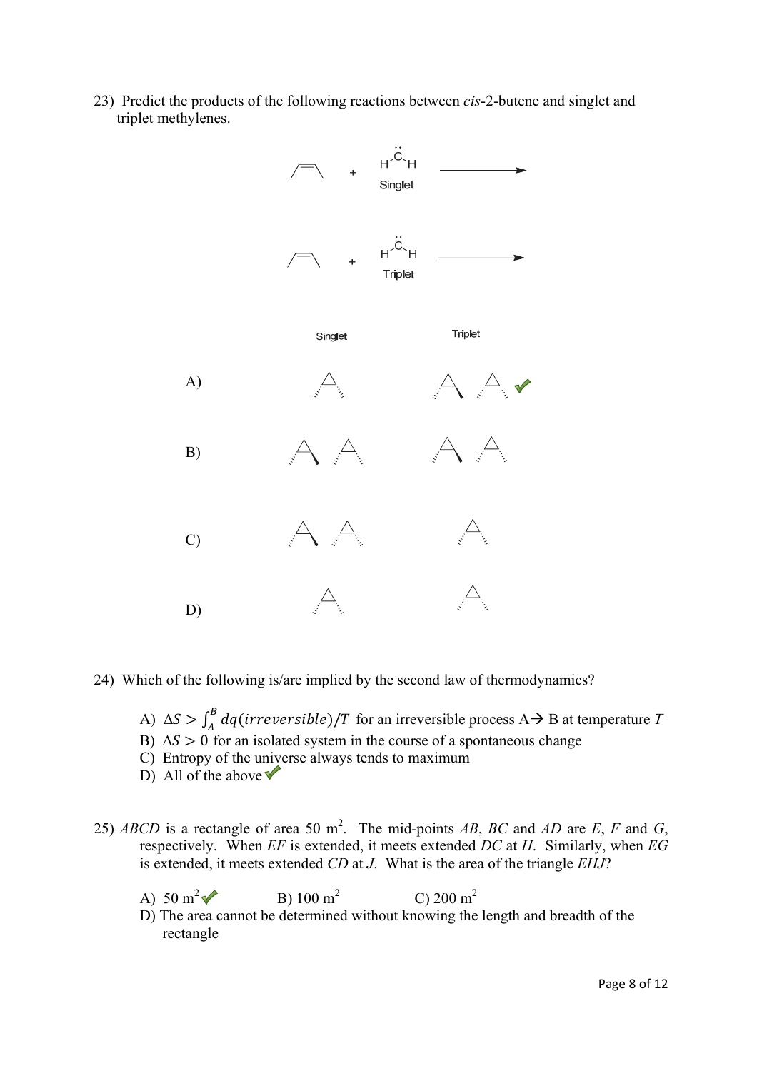23) Predict the products of the following reactions between *cis*-2-butene and singlet and triplet methylenes.

Singlet

Triplet

| | Singlet | Triplet |
|---|---|---|
| A) | | ✓ |
| B) | | |
| C) | | |
| D) | | |

24) Which of the following is/are implied by the second law of thermodynamics?

A) $\Delta S > \int_A^B dq(irreversible)/T$ for an irreversible process A→ B at temperature $T$

B) $\Delta S > 0$ for an isolated system in the course of a spontaneous change

C) Entropy of the universe always tends to maximum

D) All of the above ✓

25) *ABCD* is a rectangle of area 50 m$^2$. The mid-points *AB*, *BC* and *AD* are *E*, *F* and *G*, respectively. When *EF* is extended, it meets extended *DC* at *H*. Similarly, when *EG* is extended, it meets extended *CD* at *J*. What is the area of the triangle *EHJ*?

A) 50 m$^2$ ✓ B) 100 m$^2$ C) 200 m$^2$

D) The area cannot be determined without knowing the length and breadth of the rectangle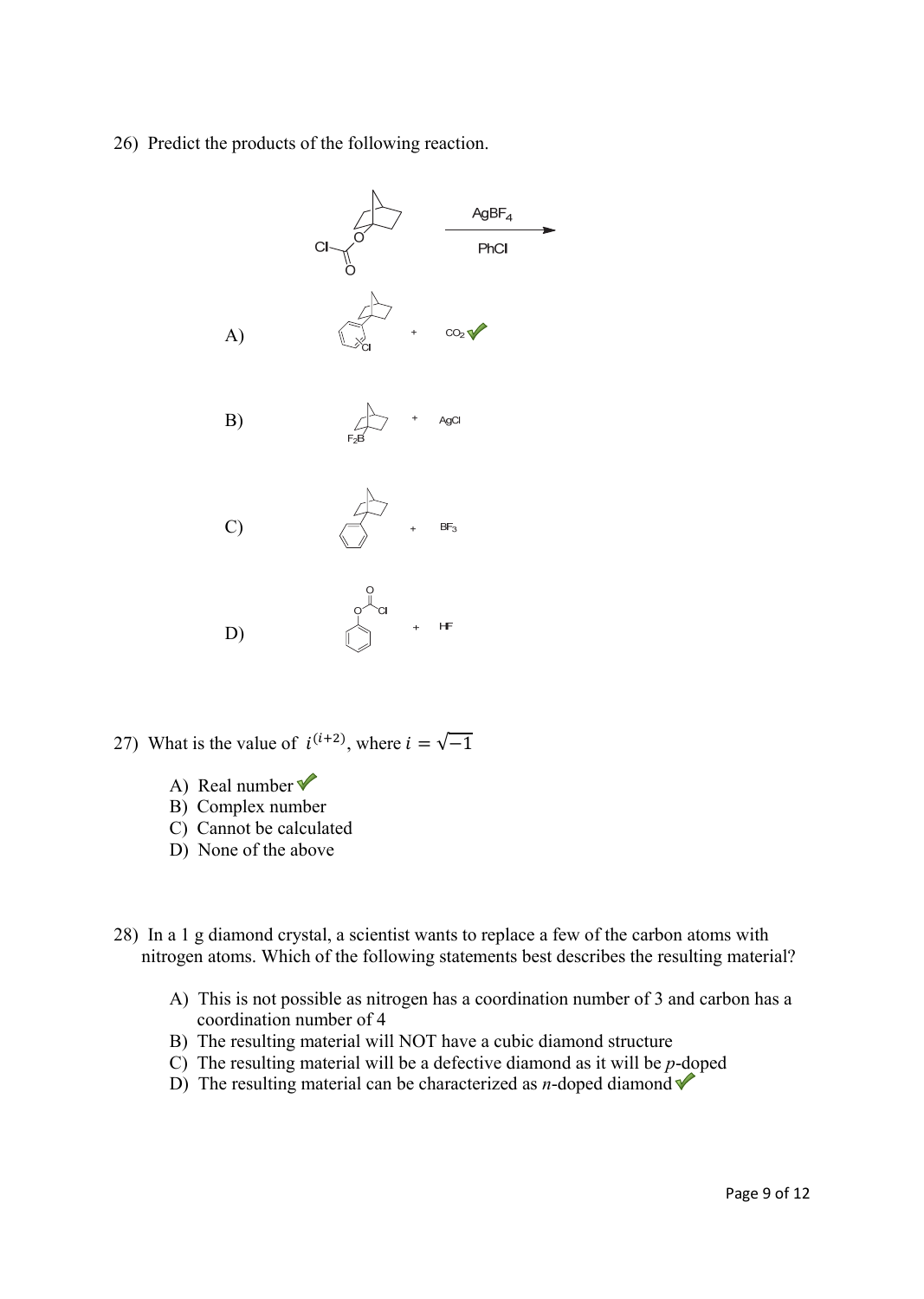26) Predict the products of the following reaction.

$\xrightarrow[\text{PhCl}]{\text{AgBF}_4}$

A) + $CO_2$ ✓

B) $F_2B$ + AgCl

C) + $BF_3$

D) + HF

27) What is the value of $i^{(i+2)}$, where $i = \sqrt{-1}$

A) Real number ✓
B) Complex number
C) Cannot be calculated
D) None of the above

28) In a 1 g diamond crystal, a scientist wants to replace a few of the carbon atoms with nitrogen atoms. Which of the following statements best describes the resulting material?

A) This is not possible as nitrogen has a coordination number of 3 and carbon has a coordination number of 4
B) The resulting material will NOT have a cubic diamond structure
C) The resulting material will be a defective diamond as it will be *p*-doped
D) The resulting material can be characterized as *n*-doped diamond ✓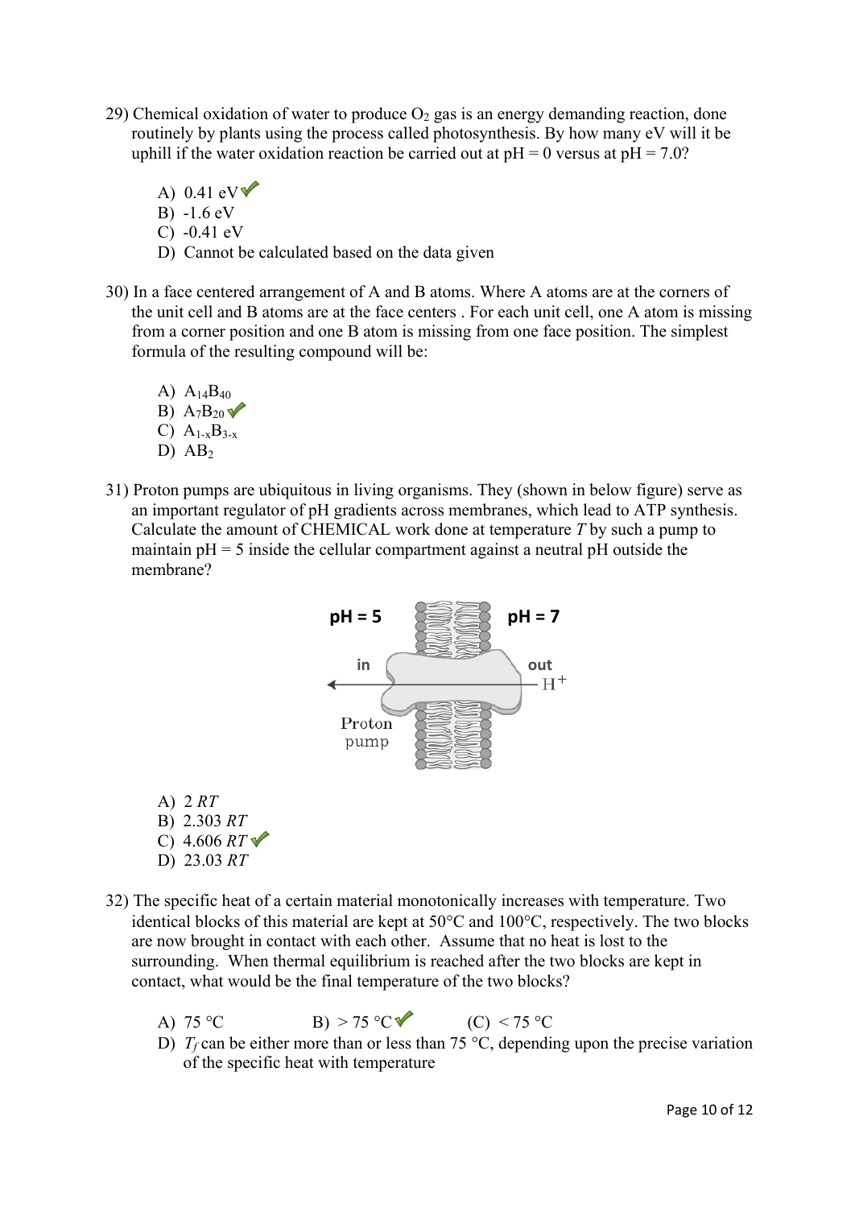29) Chemical oxidation of water to produce $O_2$ gas is an energy demanding reaction, done routinely by plants using the process called photosynthesis. By how many eV will it be uphill if the water oxidation reaction be carried out at pH = 0 versus at pH = 7.0?

A) 0.41 eV ✔
B) -1.6 eV
C) -0.41 eV
D) Cannot be calculated based on the data given

30) In a face centered arrangement of A and B atoms. Where A atoms are at the corners of the unit cell and B atoms are at the face centers . For each unit cell, one A atom is missing from a corner position and one B atom is missing from one face position. The simplest formula of the resulting compound will be:

A) $A_{14}B_{40}$
B) $A_7B_{20}$ ✔
C) $A_{1-x}B_{3-x}$
D) $AB_2$

31) Proton pumps are ubiquitous in living organisms. They (shown in below figure) serve as an important regulator of pH gradients across membranes, which lead to ATP synthesis. Calculate the amount of CHEMICAL work done at temperature $T$ by such a pump to maintain pH = 5 inside the cellular compartment against a neutral pH outside the membrane?

pH = 5 | pH = 7
in | out
$H^+$
Proton pump

A) 2 $RT$
B) 2.303 $RT$
C) 4.606 $RT$ ✔
D) 23.03 $RT$

32) The specific heat of a certain material monotonically increases with temperature. Two identical blocks of this material are kept at 50°C and 100°C, respectively. The two blocks are now brought in contact with each other. Assume that no heat is lost to the surrounding. When thermal equilibrium is reached after the two blocks are kept in contact, what would be the final temperature of the two blocks?

A) 75 °C
B) > 75 °C ✔
(C) < 75 °C
D) $T_f$ can be either more than or less than 75 °C, depending upon the precise variation of the specific heat with temperature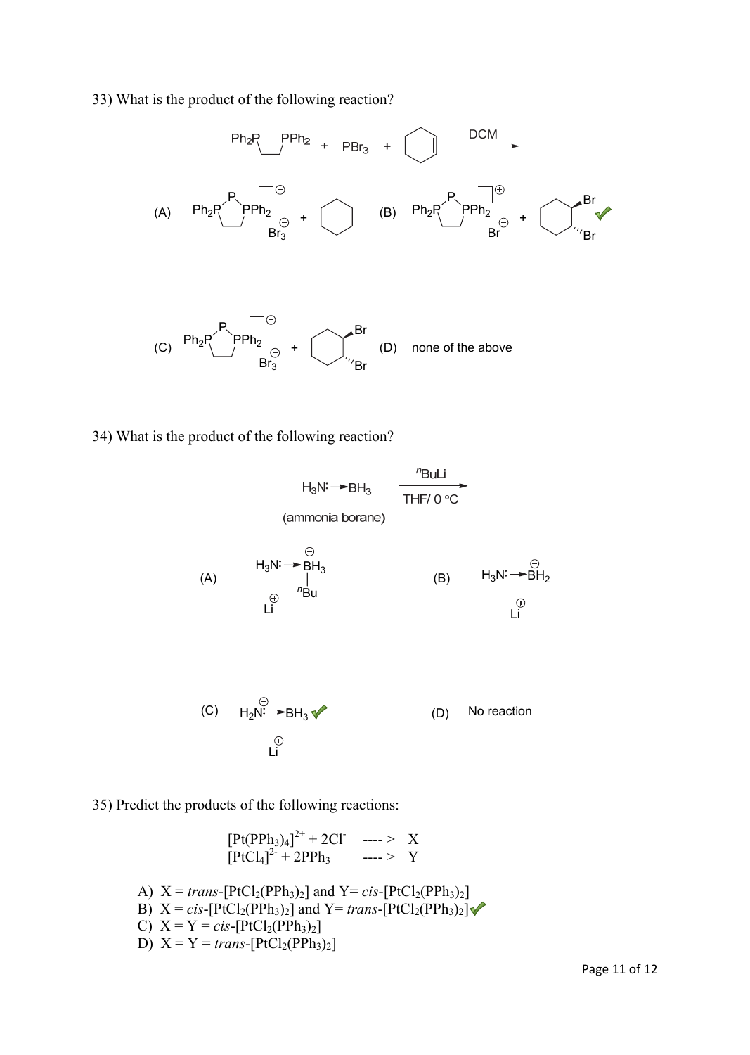33) What is the product of the following reaction?

$Ph_2P$–$CH_2CH_2$–$PPh_2$ + $PBr_3$ + cyclohexene $\xrightarrow{\text{DCM}}$

(A) [cyclic $Ph_2P$–P–$PPh_2$ cation]$^{\oplus}$ $Br_3^{\ominus}$ + cyclohexene

(B) [cyclic $Ph_2P$–P–$PPh_2$ cation]$^{\oplus}$ $Br^{\ominus}$ + trans-1,2-dibromocyclohexane ✓

(C) [cyclic $Ph_2P$–P–$PPh_2$ cation]$^{\oplus}$ $Br_3^{\ominus}$ + trans-1,2-dibromocyclohexane

(D) none of the above

34) What is the product of the following reaction?

$H_3N{:}\rightarrow BH_3$ (ammonia borane) $\xrightarrow[\text{THF/ 0 °C}]{^{n}\text{BuLi}}$

(A) $H_3N{:}\rightarrow BH_3^{\ominus}$ (with $^{n}Bu$ on B) $Li^{\oplus}$

(B) $H_3N{:}\rightarrow BH_2^{\ominus}$ $Li^{\oplus}$

(C) $H_2N^{\ominus}{:}\rightarrow BH_3$ $Li^{\oplus}$ ✓

(D) No reaction

35) Predict the products of the following reactions:

$$[Pt(PPh_3)_4]^{2+} + 2Cl^- \;\text{---->}\; X$$
$$[PtCl_4]^{2-} + 2PPh_3 \;\text{---->}\; Y$$

A) X = *trans*-$[PtCl_2(PPh_3)_2]$ and Y= *cis*-$[PtCl_2(PPh_3)_2]$
B) X = *cis*-$[PtCl_2(PPh_3)_2]$ and Y= *trans*-$[PtCl_2(PPh_3)_2]$ ✓
C) X = Y = *cis*-$[PtCl_2(PPh_3)_2]$
D) X = Y = *trans*-$[PtCl_2(PPh_3)_2]$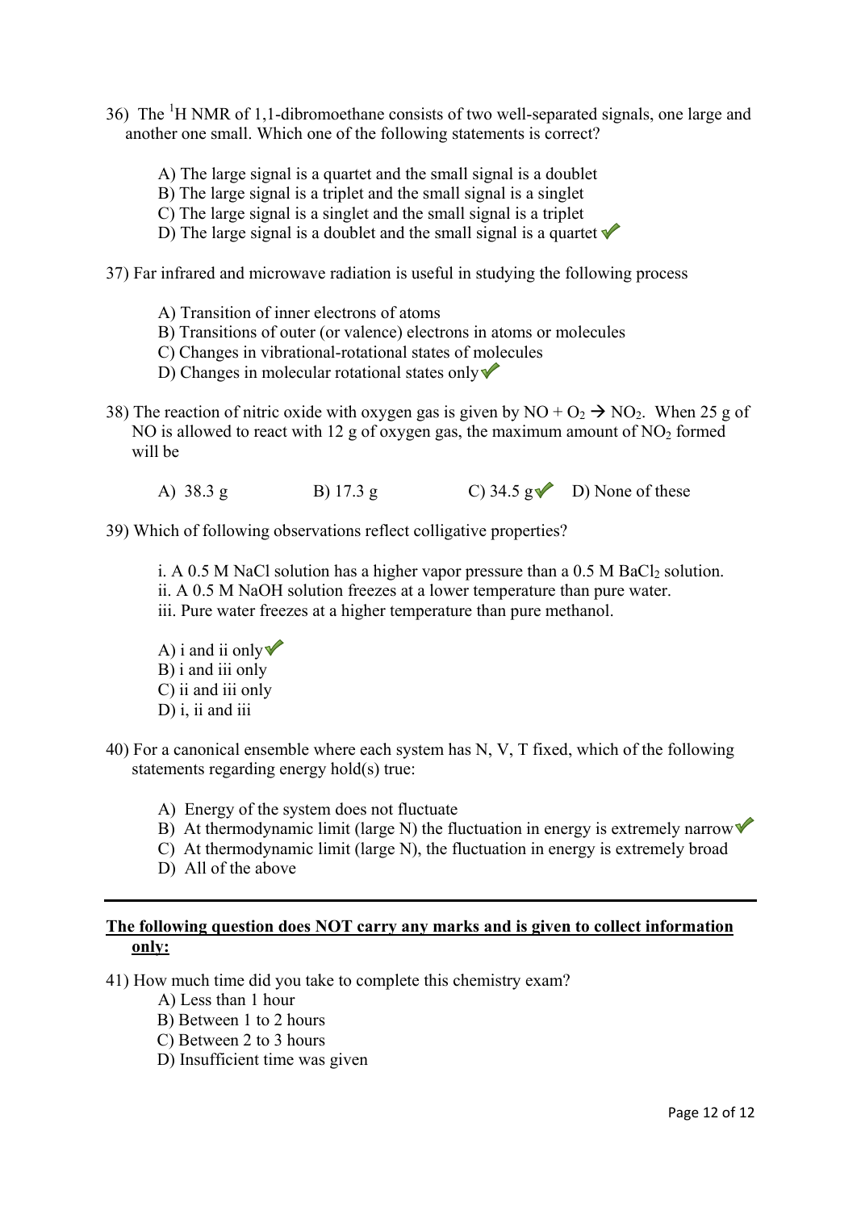36) The $^1$H NMR of 1,1-dibromoethane consists of two well-separated signals, one large and another one small. Which one of the following statements is correct?

A) The large signal is a quartet and the small signal is a doublet
B) The large signal is a triplet and the small signal is a singlet
C) The large signal is a singlet and the small signal is a triplet
D) The large signal is a doublet and the small signal is a quartet ✓

37) Far infrared and microwave radiation is useful in studying the following process

A) Transition of inner electrons of atoms
B) Transitions of outer (or valence) electrons in atoms or molecules
C) Changes in vibrational-rotational states of molecules
D) Changes in molecular rotational states only ✓

38) The reaction of nitric oxide with oxygen gas is given by $NO + O_2 \rightarrow NO_2$. When 25 g of NO is allowed to react with 12 g of oxygen gas, the maximum amount of $NO_2$ formed will be

A) 38.3 g B) 17.3 g C) 34.5 g ✓ D) None of these

39) Which of following observations reflect colligative properties?

i. A 0.5 M NaCl solution has a higher vapor pressure than a 0.5 M $BaCl_2$ solution.
ii. A 0.5 M NaOH solution freezes at a lower temperature than pure water.
iii. Pure water freezes at a higher temperature than pure methanol.

A) i and ii only ✓
B) i and iii only
C) ii and iii only
D) i, ii and iii

40) For a canonical ensemble where each system has N, V, T fixed, which of the following statements regarding energy hold(s) true:

A) Energy of the system does not fluctuate
B) At thermodynamic limit (large N) the fluctuation in energy is extremely narrow ✓
C) At thermodynamic limit (large N), the fluctuation in energy is extremely broad
D) All of the above

---

**The following question does NOT carry any marks and is given to collect information only:**

41) How much time did you take to complete this chemistry exam?
A) Less than 1 hour
B) Between 1 to 2 hours
C) Between 2 to 3 hours
D) Insufficient time was given